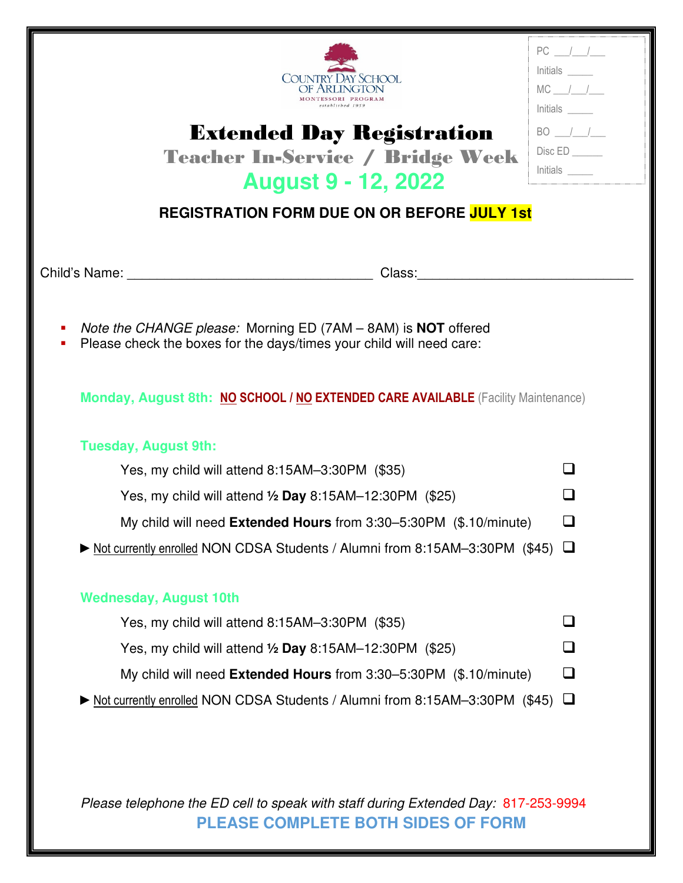COUNTRY DAY SCHOOL OF ARLINGTON
MONTESSORI PROGRAM
established 1959

PC ___/___/___
Initials _____
MC ___/___/___
Initials _____
BO ___/___/___
Disc ED ______
Initials _____

# Extended Day Registration

## Teacher In-Service / Bridge Week

## August 9 - 12, 2022

**REGISTRATION FORM DUE ON OR BEFORE JULY 1st**

Child's Name: _________________________________ Class:_____________________________

- *Note the CHANGE please:* Morning ED (7AM – 8AM) is **NOT** offered
- Please check the boxes for the days/times your child will need care:

**Monday, August 8th:** **NO SCHOOL / NO EXTENDED CARE AVAILABLE** (Facility Maintenance)

**Tuesday, August 9th:**

Yes, my child will attend 8:15AM–3:30PM ($35) ❑

Yes, my child will attend ½ **Day** 8:15AM–12:30PM ($25) ❑

My child will need **Extended Hours** from 3:30–5:30PM ($.10/minute) ❑

► Not currently enrolled NON CDSA Students / Alumni from 8:15AM–3:30PM ($45) ❑

**Wednesday, August 10th**

Yes, my child will attend 8:15AM–3:30PM ($35) ❑

Yes, my child will attend ½ **Day** 8:15AM–12:30PM ($25) ❑

My child will need **Extended Hours** from 3:30–5:30PM ($.10/minute) ❑

► Not currently enrolled NON CDSA Students / Alumni from 8:15AM–3:30PM ($45) ❑

*Please telephone the ED cell to speak with staff during Extended Day:* 817-253-9994

**PLEASE COMPLETE BOTH SIDES OF FORM**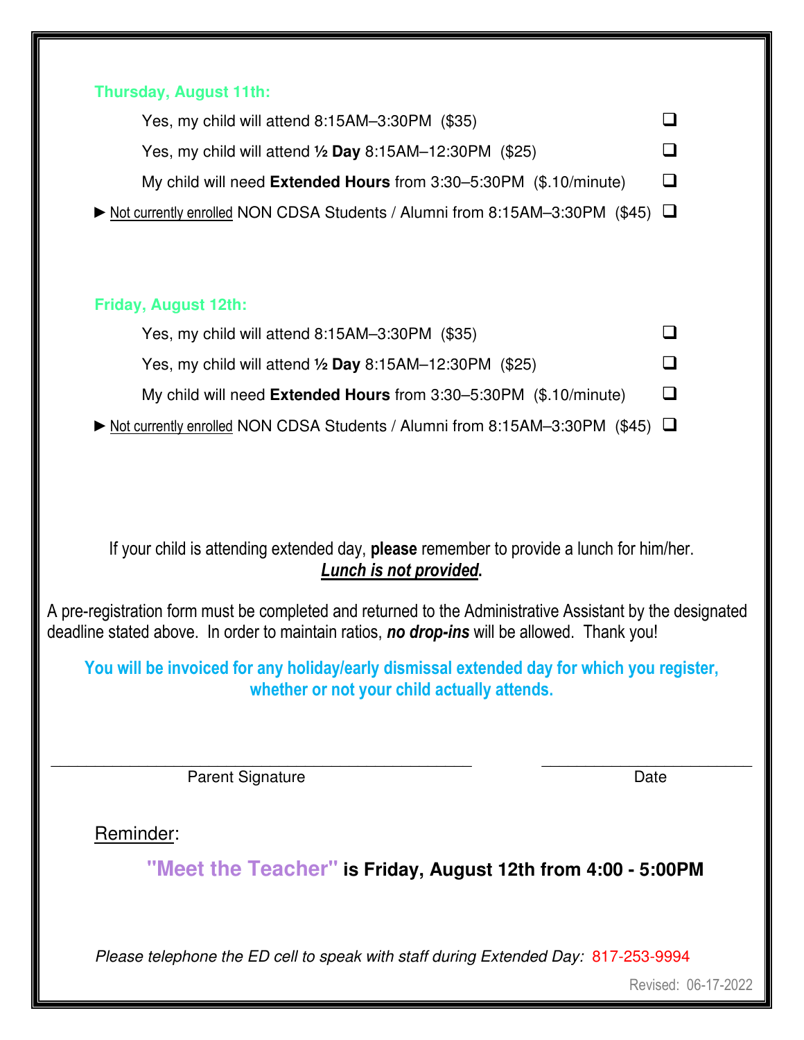**Thursday, August 11th:**

- Yes, my child will attend 8:15AM–3:30PM ($35) ❑
- Yes, my child will attend ½ **Day** 8:15AM–12:30PM ($25) ❑
- My child will need **Extended Hours** from 3:30–5:30PM ($.10/minute) ❑

► Not currently enrolled NON CDSA Students / Alumni from 8:15AM–3:30PM ($45) ❑

**Friday, August 12th:**

- Yes, my child will attend 8:15AM–3:30PM ($35) ❑
- Yes, my child will attend ½ **Day** 8:15AM–12:30PM ($25) ❑
- My child will need **Extended Hours** from 3:30–5:30PM ($.10/minute) ❑

► Not currently enrolled NON CDSA Students / Alumni from 8:15AM–3:30PM ($45) ❑

If your child is attending extended day, **please** remember to provide a lunch for him/her. ***Lunch is not provided*.**

A pre-registration form must be completed and returned to the Administrative Assistant by the designated deadline stated above. In order to maintain ratios, ***no drop-ins*** will be allowed. Thank you!

**You will be invoiced for any holiday/early dismissal extended day for which you register, whether or not your child actually attends.**

\_\_\_\_\_\_\_\_\_\_\_\_\_\_\_\_\_\_\_\_\_\_\_\_\_\_\_\_\_\_\_\_\_\_\_\_\_\_\_\_ \_\_\_\_\_\_\_\_\_\_\_\_\_\_\_\_\_\_\_\_\_\_\_\_

Parent Signature Date

Reminder:

**"Meet the Teacher" is Friday, August 12th from 4:00 - 5:00PM**

*Please telephone the ED cell to speak with staff during Extended Day:* 817-253-9994

Revised: 06-17-2022